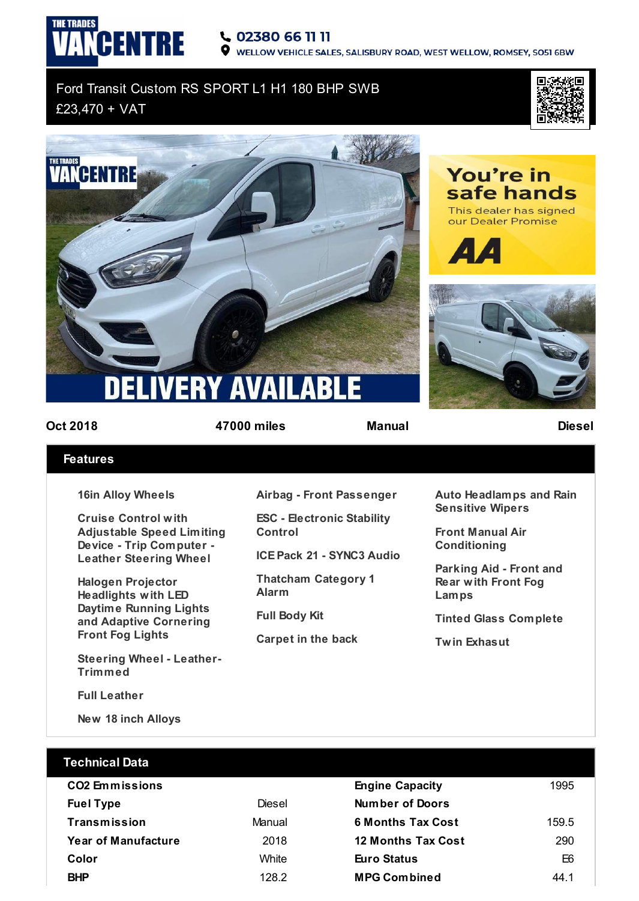THE TRADES VANCENTRE

02380 66 11 11

WELLOW VEHICLE SALES, SALISBURY ROAD, WEST WELLOW, ROMSEY, SO51 6BW

# Ford Transit Custom RS SPORT L1 H1 180 BHP SWB

£23,470 + VAT

DELIVERY AVAILABLE

You're in safe hands

This dealer has signed our Dealer Promise

AA

Oct 2018 | 47000 miles | Manual | Diesel

## Features

- 16in Alloy Wheels
- Cruise Control with Adjustable Speed Limiting Device - Trip Computer - Leather Steering Wheel
- Halogen Projector Headlights with LED Daytime Running Lights and Adaptive Cornering Front Fog Lights
- Steering Wheel - Leather-Trimmed
- Full Leather
- New 18 inch Alloys
- Airbag - Front Passenger
- ESC - Electronic Stability Control
- ICE Pack 21 - SYNC3 Audio
- Thatcham Category 1 Alarm
- Full Body Kit
- Carpet in the back
- Auto Headlamps and Rain Sensitive Wipers
- Front Manual Air Conditioning
- Parking Aid - Front and Rear with Front Fog Lamps
- Tinted Glass Complete
- Twin Exhasut

## Technical Data

| | | | |
|---|---|---|---|
| **CO2 Emmissions** | | **Engine Capacity** | 1995 |
| **Fuel Type** | Diesel | **Number of Doors** | |
| **Transmission** | Manual | **6 Months Tax Cost** | 159.5 |
| **Year of Manufacture** | 2018 | **12 Months Tax Cost** | 290 |
| **Color** | White | **Euro Status** | E6 |
| **BHP** | 128.2 | **MPG Combined** | 44.1 |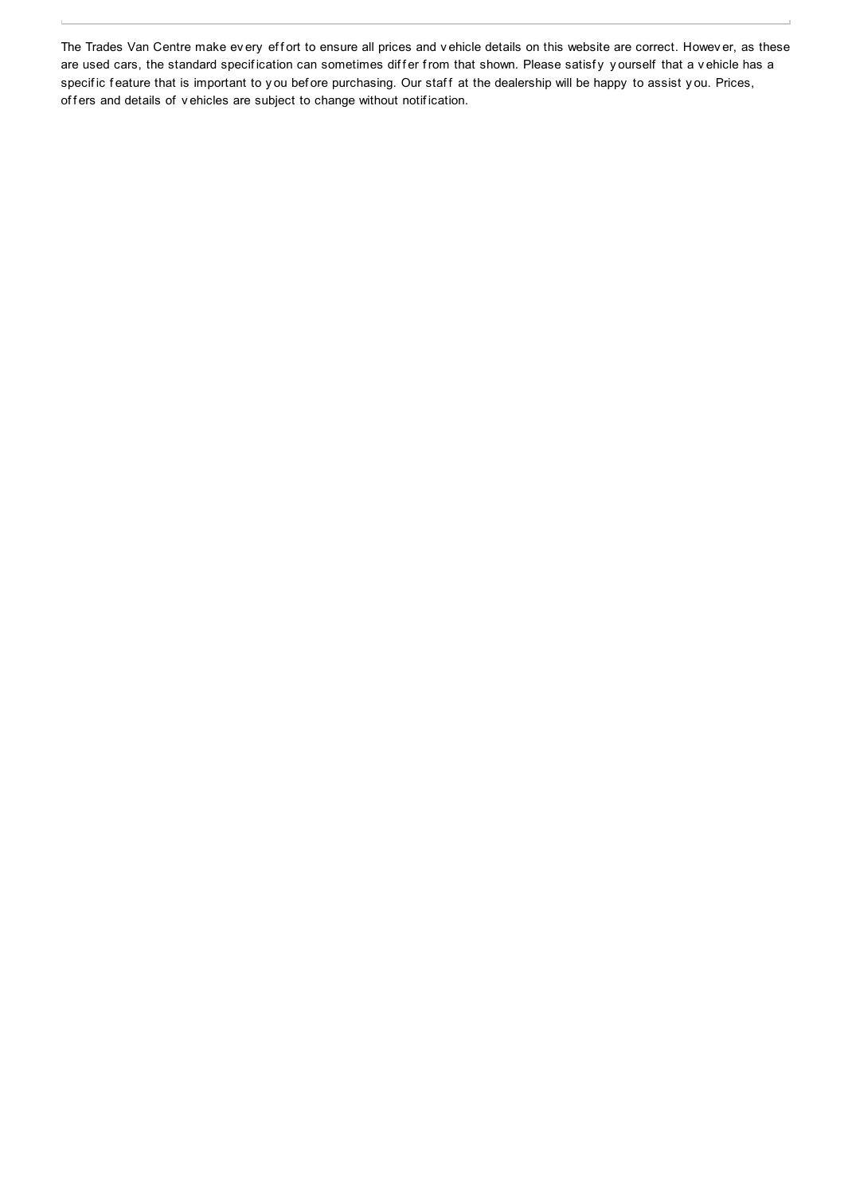The Trades Van Centre make every effort to ensure all prices and vehicle details on this website are correct. However, as these are used cars, the standard specification can sometimes differ from that shown. Please satisfy yourself that a vehicle has a specific feature that is important to you before purchasing. Our staff at the dealership will be happy to assist you. Prices, offers and details of vehicles are subject to change without notification.